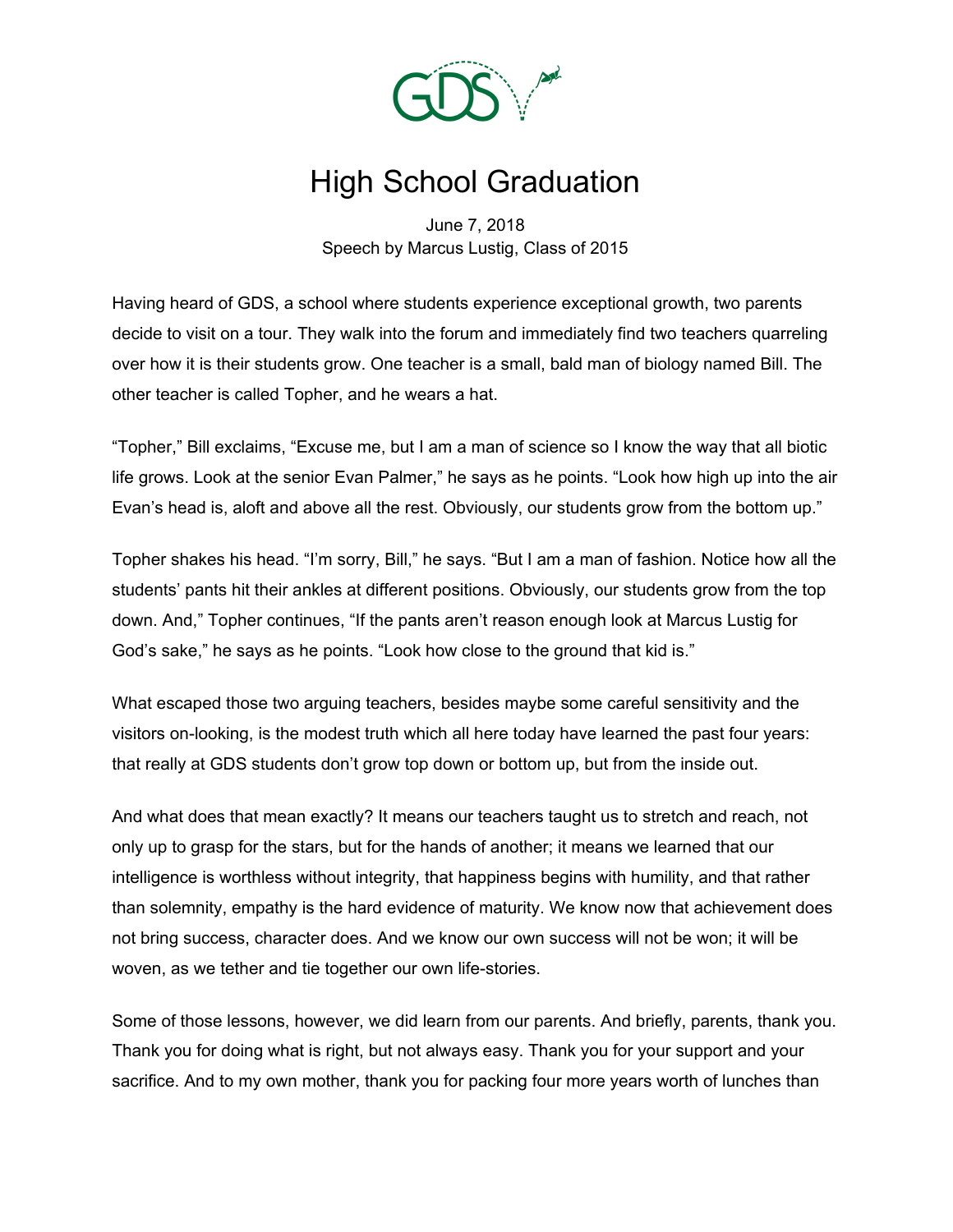# High School Graduation

June 7, 2018
Speech by Marcus Lustig, Class of 2015

Having heard of GDS, a school where students experience exceptional growth, two parents decide to visit on a tour. They walk into the forum and immediately find two teachers quarreling over how it is their students grow. One teacher is a small, bald man of biology named Bill. The other teacher is called Topher, and he wears a hat.

"Topher," Bill exclaims, "Excuse me, but I am a man of science so I know the way that all biotic life grows. Look at the senior Evan Palmer," he says as he points. "Look how high up into the air Evan's head is, aloft and above all the rest. Obviously, our students grow from the bottom up."

Topher shakes his head. "I'm sorry, Bill," he says. "But I am a man of fashion. Notice how all the students' pants hit their ankles at different positions. Obviously, our students grow from the top down. And," Topher continues, "If the pants aren't reason enough look at Marcus Lustig for God's sake," he says as he points. "Look how close to the ground that kid is."

What escaped those two arguing teachers, besides maybe some careful sensitivity and the visitors on-looking, is the modest truth which all here today have learned the past four years: that really at GDS students don't grow top down or bottom up, but from the inside out.

And what does that mean exactly? It means our teachers taught us to stretch and reach, not only up to grasp for the stars, but for the hands of another; it means we learned that our intelligence is worthless without integrity, that happiness begins with humility, and that rather than solemnity, empathy is the hard evidence of maturity. We know now that achievement does not bring success, character does. And we know our own success will not be won; it will be woven, as we tether and tie together our own life-stories.

Some of those lessons, however, we did learn from our parents. And briefly, parents, thank you. Thank you for doing what is right, but not always easy. Thank you for your support and your sacrifice. And to my own mother, thank you for packing four more years worth of lunches than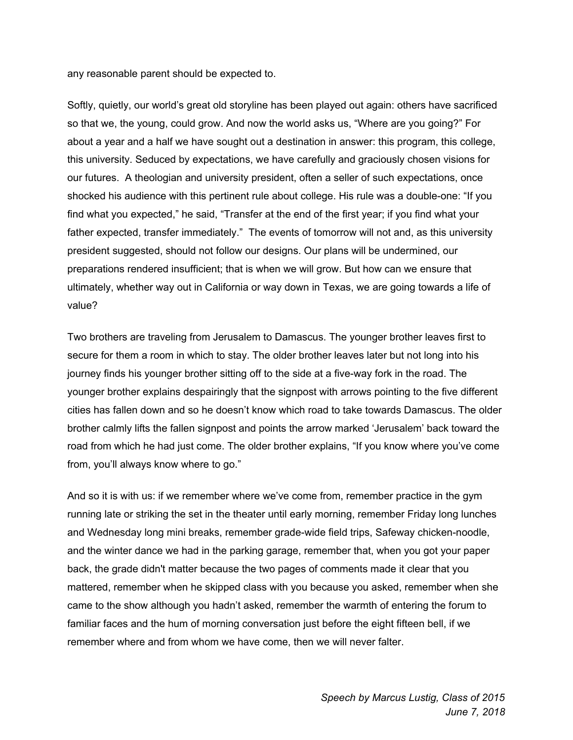any reasonable parent should be expected to.

Softly, quietly, our world's great old storyline has been played out again: others have sacrificed so that we, the young, could grow. And now the world asks us, "Where are you going?" For about a year and a half we have sought out a destination in answer: this program, this college, this university. Seduced by expectations, we have carefully and graciously chosen visions for our futures. A theologian and university president, often a seller of such expectations, once shocked his audience with this pertinent rule about college. His rule was a double-one: "If you find what you expected," he said, "Transfer at the end of the first year; if you find what your father expected, transfer immediately." The events of tomorrow will not and, as this university president suggested, should not follow our designs. Our plans will be undermined, our preparations rendered insufficient; that is when we will grow. But how can we ensure that ultimately, whether way out in California or way down in Texas, we are going towards a life of value?

Two brothers are traveling from Jerusalem to Damascus. The younger brother leaves first to secure for them a room in which to stay. The older brother leaves later but not long into his journey finds his younger brother sitting off to the side at a five-way fork in the road. The younger brother explains despairingly that the signpost with arrows pointing to the five different cities has fallen down and so he doesn't know which road to take towards Damascus. The older brother calmly lifts the fallen signpost and points the arrow marked 'Jerusalem' back toward the road from which he had just come. The older brother explains, "If you know where you've come from, you'll always know where to go."

And so it is with us: if we remember where we've come from, remember practice in the gym running late or striking the set in the theater until early morning, remember Friday long lunches and Wednesday long mini breaks, remember grade-wide field trips, Safeway chicken-noodle, and the winter dance we had in the parking garage, remember that, when you got your paper back, the grade didn't matter because the two pages of comments made it clear that you mattered, remember when he skipped class with you because you asked, remember when she came to the show although you hadn't asked, remember the warmth of entering the forum to familiar faces and the hum of morning conversation just before the eight fifteen bell, if we remember where and from whom we have come, then we will never falter.

*Speech by Marcus Lustig, Class of 2015*
*June 7, 2018*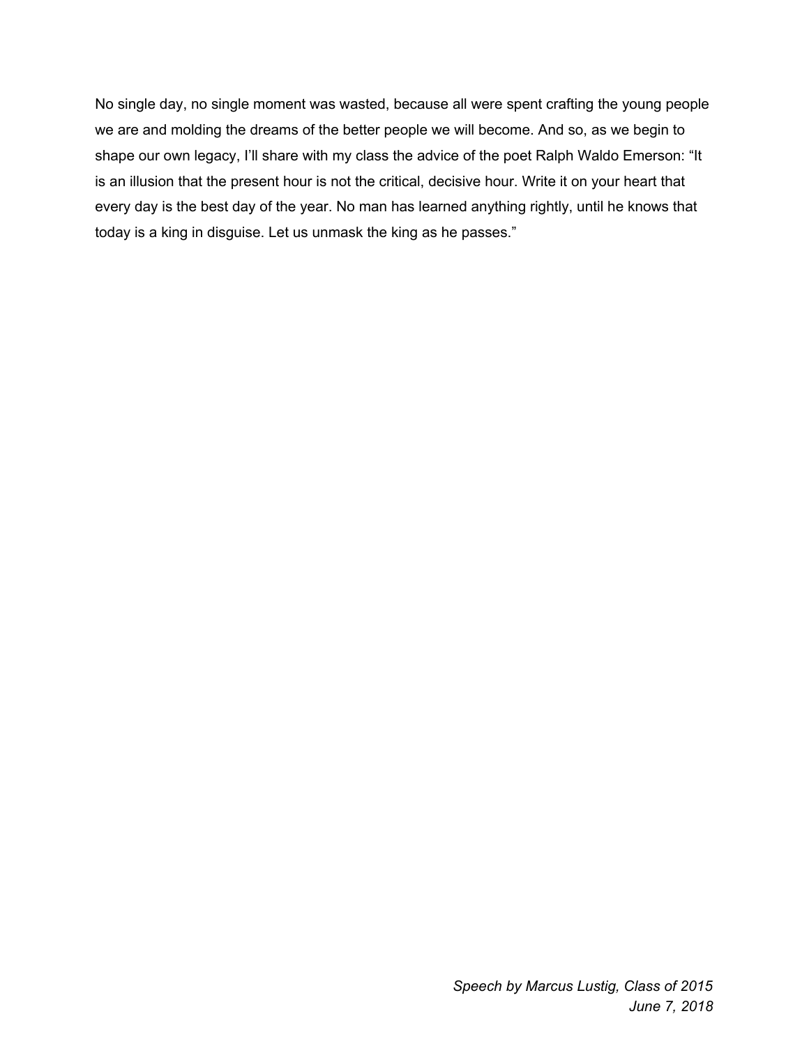No single day, no single moment was wasted, because all were spent crafting the young people we are and molding the dreams of the better people we will become. And so, as we begin to shape our own legacy, I'll share with my class the advice of the poet Ralph Waldo Emerson: "It is an illusion that the present hour is not the critical, decisive hour. Write it on your heart that every day is the best day of the year. No man has learned anything rightly, until he knows that today is a king in disguise. Let us unmask the king as he passes."

*Speech by Marcus Lustig, Class of 2015*
*June 7, 2018*